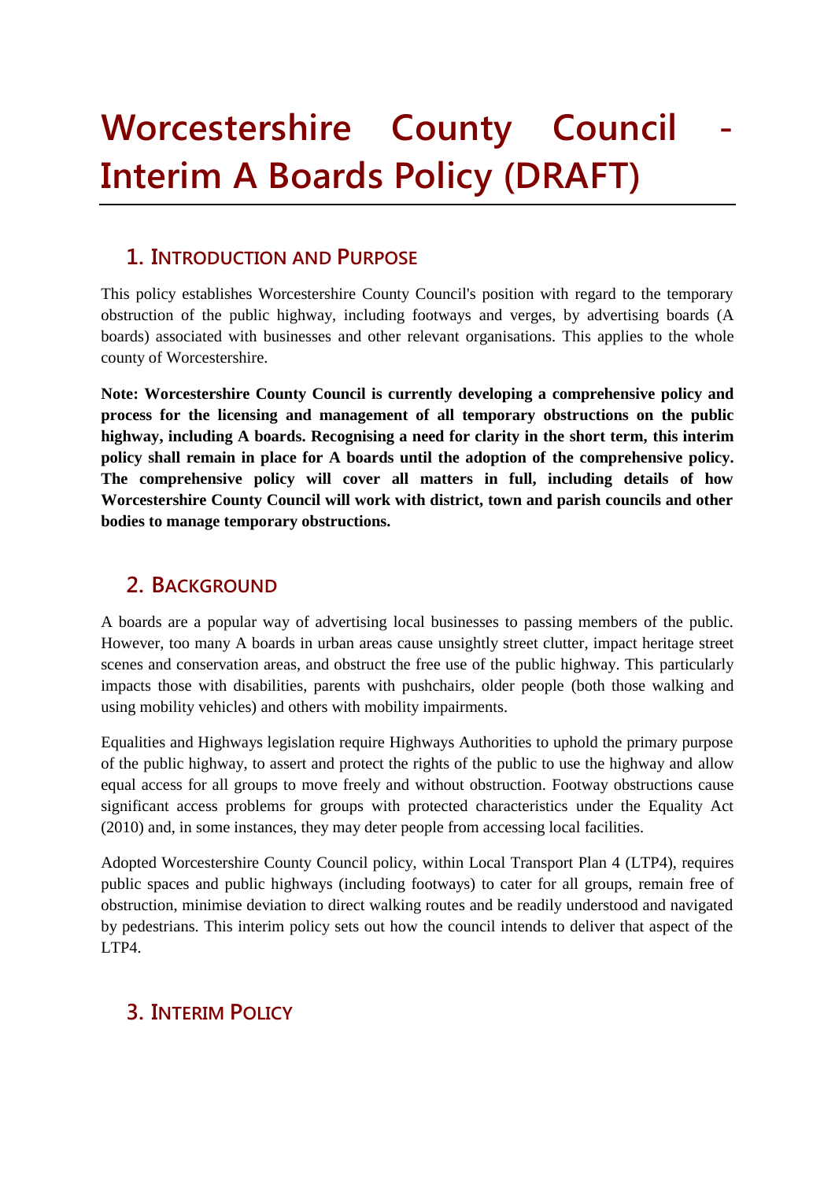# Worcestershire County Council - Interim A Boards Policy (DRAFT)

## 1. Introduction and Purpose

This policy establishes Worcestershire County Council's position with regard to the temporary obstruction of the public highway, including footways and verges, by advertising boards (A boards) associated with businesses and other relevant organisations. This applies to the whole county of Worcestershire.

**Note: Worcestershire County Council is currently developing a comprehensive policy and process for the licensing and management of all temporary obstructions on the public highway, including A boards. Recognising a need for clarity in the short term, this interim policy shall remain in place for A boards until the adoption of the comprehensive policy. The comprehensive policy will cover all matters in full, including details of how Worcestershire County Council will work with district, town and parish councils and other bodies to manage temporary obstructions.**

## 2. Background

A boards are a popular way of advertising local businesses to passing members of the public. However, too many A boards in urban areas cause unsightly street clutter, impact heritage street scenes and conservation areas, and obstruct the free use of the public highway. This particularly impacts those with disabilities, parents with pushchairs, older people (both those walking and using mobility vehicles) and others with mobility impairments.

Equalities and Highways legislation require Highways Authorities to uphold the primary purpose of the public highway, to assert and protect the rights of the public to use the highway and allow equal access for all groups to move freely and without obstruction. Footway obstructions cause significant access problems for groups with protected characteristics under the Equality Act (2010) and, in some instances, they may deter people from accessing local facilities.

Adopted Worcestershire County Council policy, within Local Transport Plan 4 (LTP4), requires public spaces and public highways (including footways) to cater for all groups, remain free of obstruction, minimise deviation to direct walking routes and be readily understood and navigated by pedestrians. This interim policy sets out how the council intends to deliver that aspect of the LTP4.

## 3. Interim Policy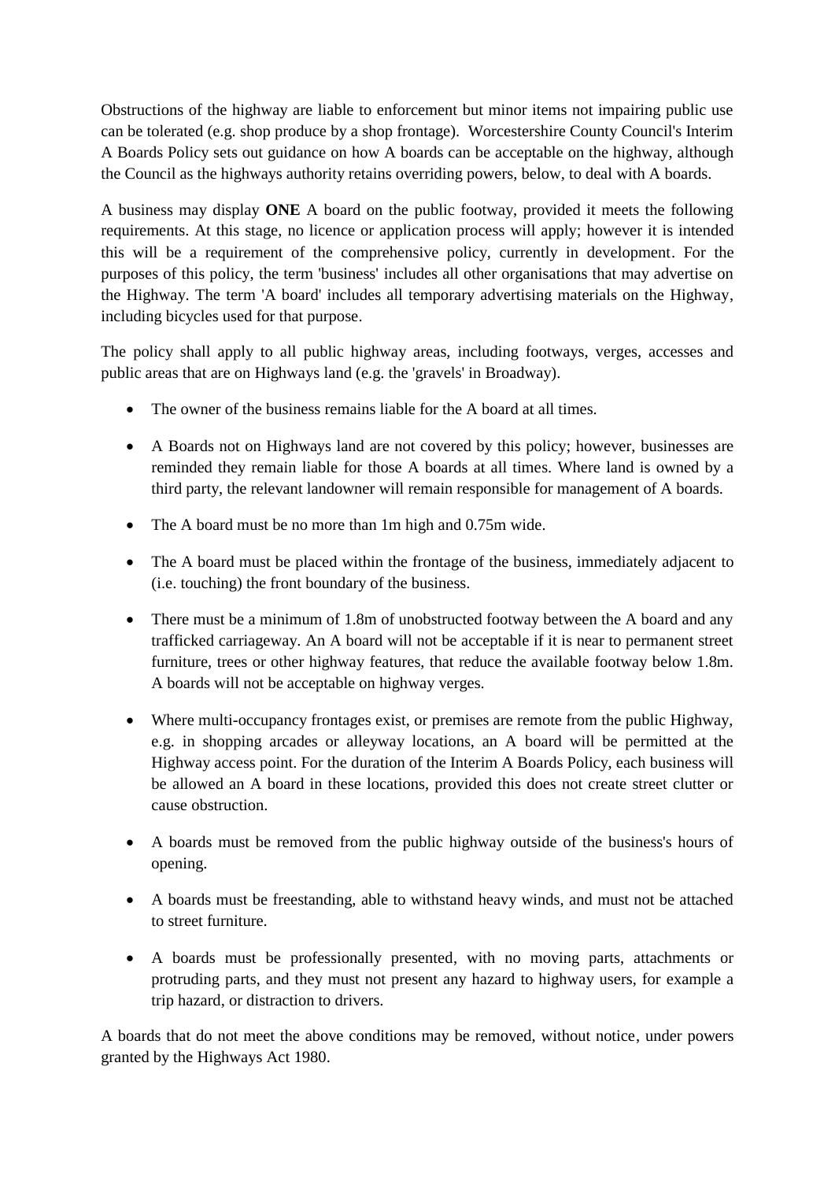Obstructions of the highway are liable to enforcement but minor items not impairing public use can be tolerated (e.g. shop produce by a shop frontage). Worcestershire County Council's Interim A Boards Policy sets out guidance on how A boards can be acceptable on the highway, although the Council as the highways authority retains overriding powers, below, to deal with A boards.

A business may display **ONE** A board on the public footway, provided it meets the following requirements. At this stage, no licence or application process will apply; however it is intended this will be a requirement of the comprehensive policy, currently in development. For the purposes of this policy, the term 'business' includes all other organisations that may advertise on the Highway. The term 'A board' includes all temporary advertising materials on the Highway, including bicycles used for that purpose.

The policy shall apply to all public highway areas, including footways, verges, accesses and public areas that are on Highways land (e.g. the 'gravels' in Broadway).

- The owner of the business remains liable for the A board at all times.
- A Boards not on Highways land are not covered by this policy; however, businesses are reminded they remain liable for those A boards at all times. Where land is owned by a third party, the relevant landowner will remain responsible for management of A boards.
- The A board must be no more than 1m high and 0.75m wide.
- The A board must be placed within the frontage of the business, immediately adjacent to (i.e. touching) the front boundary of the business.
- There must be a minimum of 1.8m of unobstructed footway between the A board and any trafficked carriageway. An A board will not be acceptable if it is near to permanent street furniture, trees or other highway features, that reduce the available footway below 1.8m. A boards will not be acceptable on highway verges.
- Where multi-occupancy frontages exist, or premises are remote from the public Highway, e.g. in shopping arcades or alleyway locations, an A board will be permitted at the Highway access point. For the duration of the Interim A Boards Policy, each business will be allowed an A board in these locations, provided this does not create street clutter or cause obstruction.
- A boards must be removed from the public highway outside of the business's hours of opening.
- A boards must be freestanding, able to withstand heavy winds, and must not be attached to street furniture.
- A boards must be professionally presented, with no moving parts, attachments or protruding parts, and they must not present any hazard to highway users, for example a trip hazard, or distraction to drivers.

A boards that do not meet the above conditions may be removed, without notice, under powers granted by the Highways Act 1980.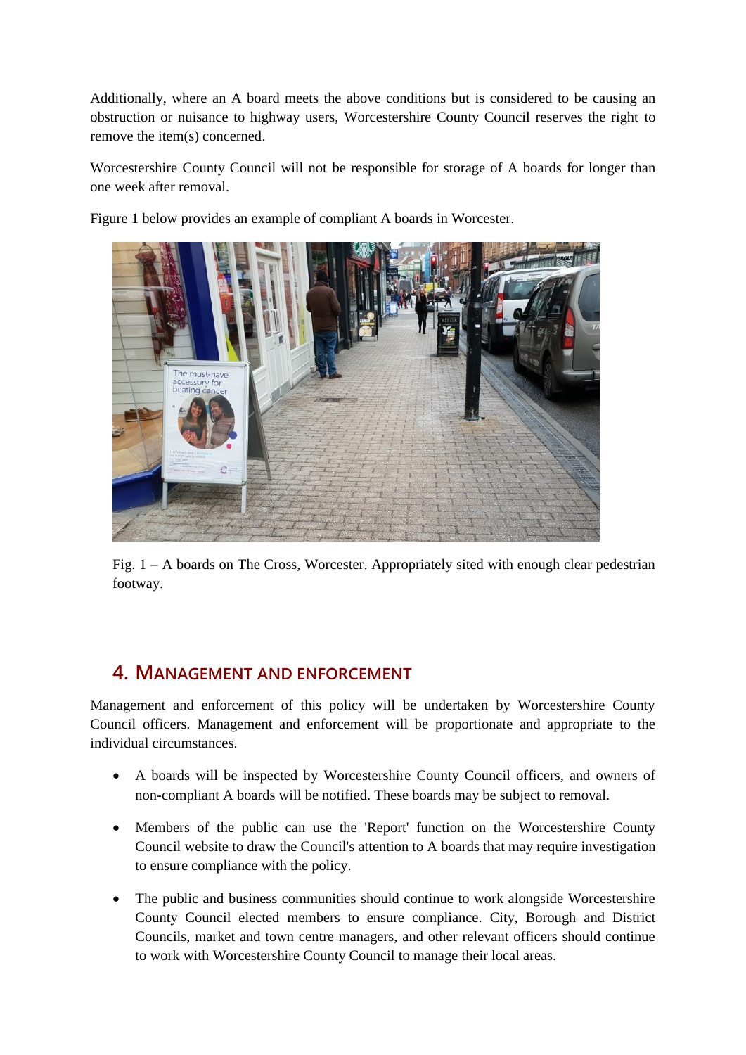Additionally, where an A board meets the above conditions but is considered to be causing an obstruction or nuisance to highway users, Worcestershire County Council reserves the right to remove the item(s) concerned.

Worcestershire County Council will not be responsible for storage of A boards for longer than one week after removal.

Figure 1 below provides an example of compliant A boards in Worcester.

Fig. 1 – A boards on The Cross, Worcester. Appropriately sited with enough clear pedestrian footway.

## 4. Management and Enforcement

Management and enforcement of this policy will be undertaken by Worcestershire County Council officers. Management and enforcement will be proportionate and appropriate to the individual circumstances.

- A boards will be inspected by Worcestershire County Council officers, and owners of non-compliant A boards will be notified. These boards may be subject to removal.
- Members of the public can use the 'Report' function on the Worcestershire County Council website to draw the Council's attention to A boards that may require investigation to ensure compliance with the policy.
- The public and business communities should continue to work alongside Worcestershire County Council elected members to ensure compliance. City, Borough and District Councils, market and town centre managers, and other relevant officers should continue to work with Worcestershire County Council to manage their local areas.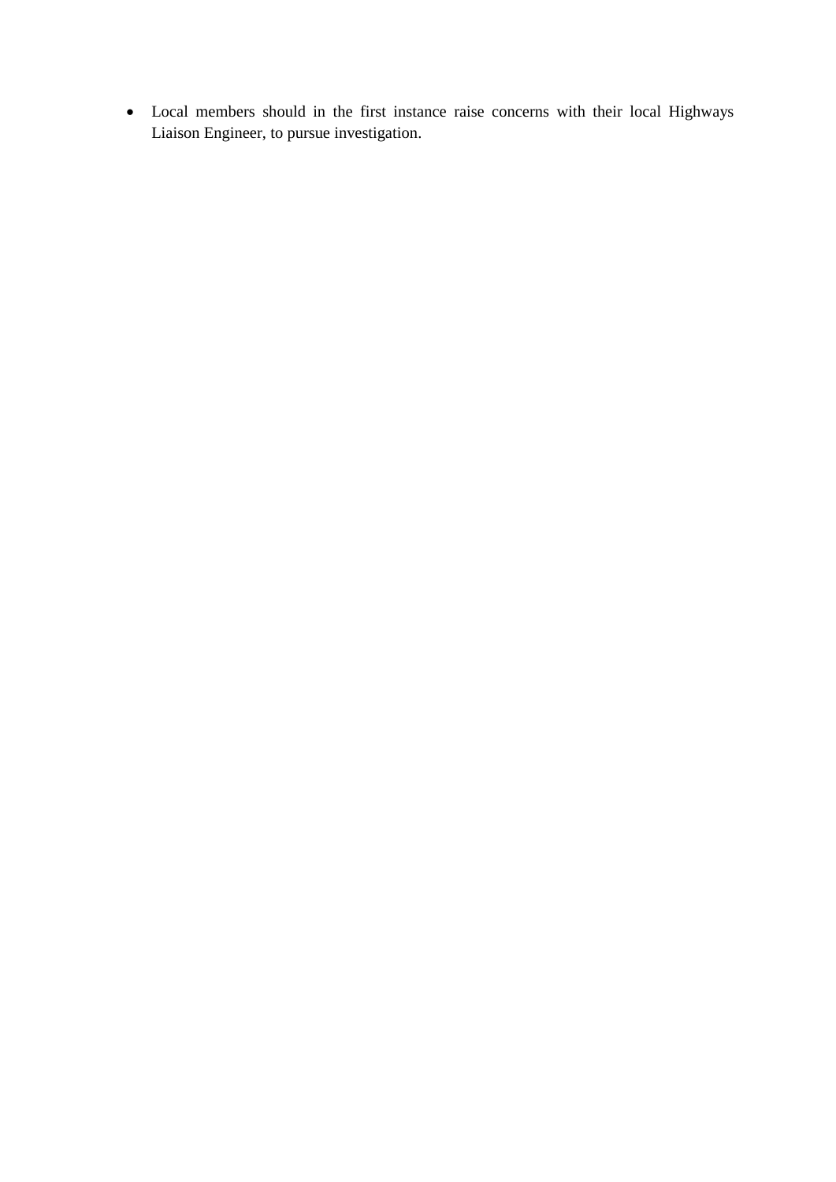- Local members should in the first instance raise concerns with their local Highways Liaison Engineer, to pursue investigation.